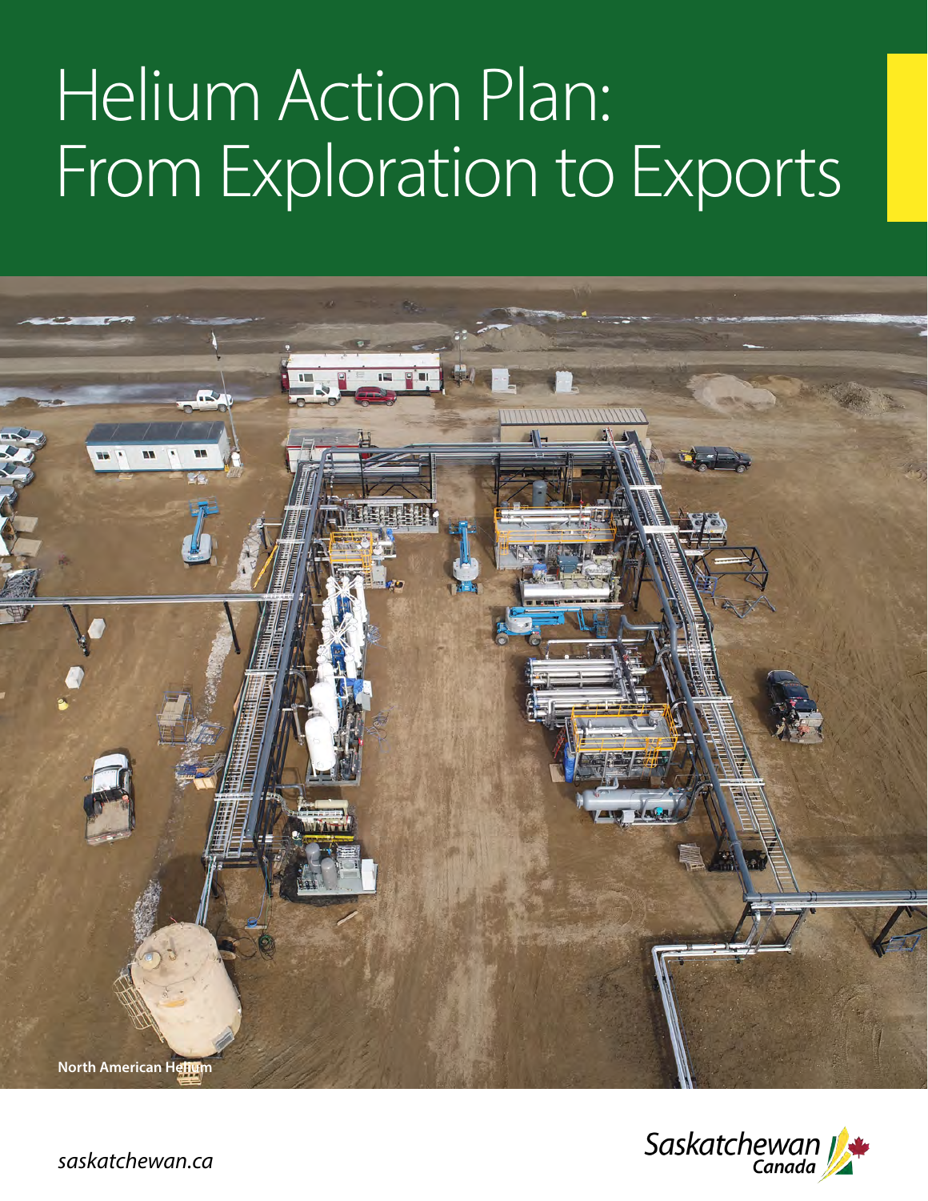# Helium Action Plan: From Exploration to Exports

North American Helium

*saskatchewan.ca*

Saskatchewan Canada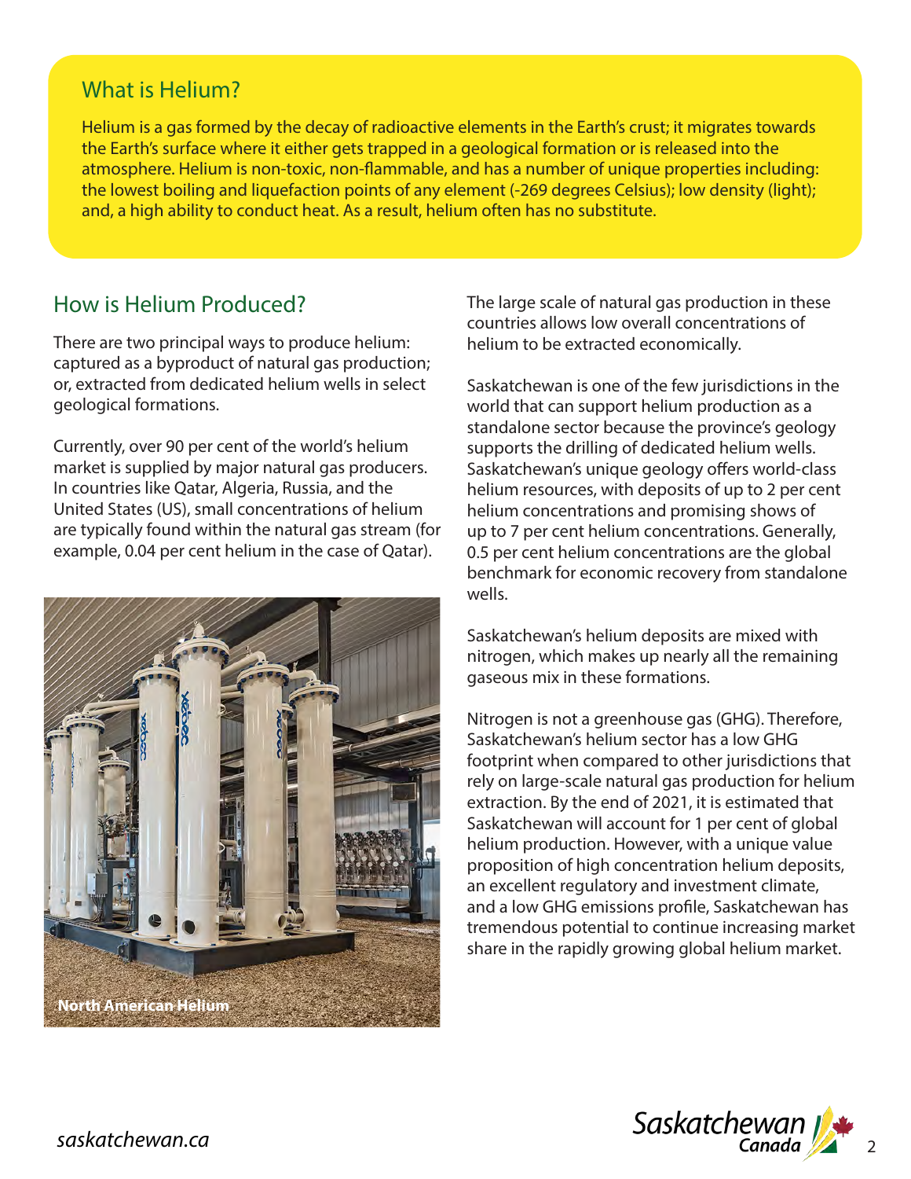## What is Helium?

Helium is a gas formed by the decay of radioactive elements in the Earth's crust; it migrates towards the Earth's surface where it either gets trapped in a geological formation or is released into the atmosphere. Helium is non-toxic, non-flammable, and has a number of unique properties including: the lowest boiling and liquefaction points of any element (-269 degrees Celsius); low density (light); and, a high ability to conduct heat. As a result, helium often has no substitute.

## How is Helium Produced?

There are two principal ways to produce helium: captured as a byproduct of natural gas production; or, extracted from dedicated helium wells in select geological formations.

Currently, over 90 per cent of the world's helium market is supplied by major natural gas producers. In countries like Qatar, Algeria, Russia, and the United States (US), small concentrations of helium are typically found within the natural gas stream (for example, 0.04 per cent helium in the case of Qatar).

North American Helium

The large scale of natural gas production in these countries allows low overall concentrations of helium to be extracted economically.

Saskatchewan is one of the few jurisdictions in the world that can support helium production as a standalone sector because the province's geology supports the drilling of dedicated helium wells. Saskatchewan's unique geology offers world-class helium resources, with deposits of up to 2 per cent helium concentrations and promising shows of up to 7 per cent helium concentrations. Generally, 0.5 per cent helium concentrations are the global benchmark for economic recovery from standalone wells.

Saskatchewan's helium deposits are mixed with nitrogen, which makes up nearly all the remaining gaseous mix in these formations.

Nitrogen is not a greenhouse gas (GHG). Therefore, Saskatchewan's helium sector has a low GHG footprint when compared to other jurisdictions that rely on large-scale natural gas production for helium extraction. By the end of 2021, it is estimated that Saskatchewan will account for 1 per cent of global helium production. However, with a unique value proposition of high concentration helium deposits, an excellent regulatory and investment climate, and a low GHG emissions profile, Saskatchewan has tremendous potential to continue increasing market share in the rapidly growing global helium market.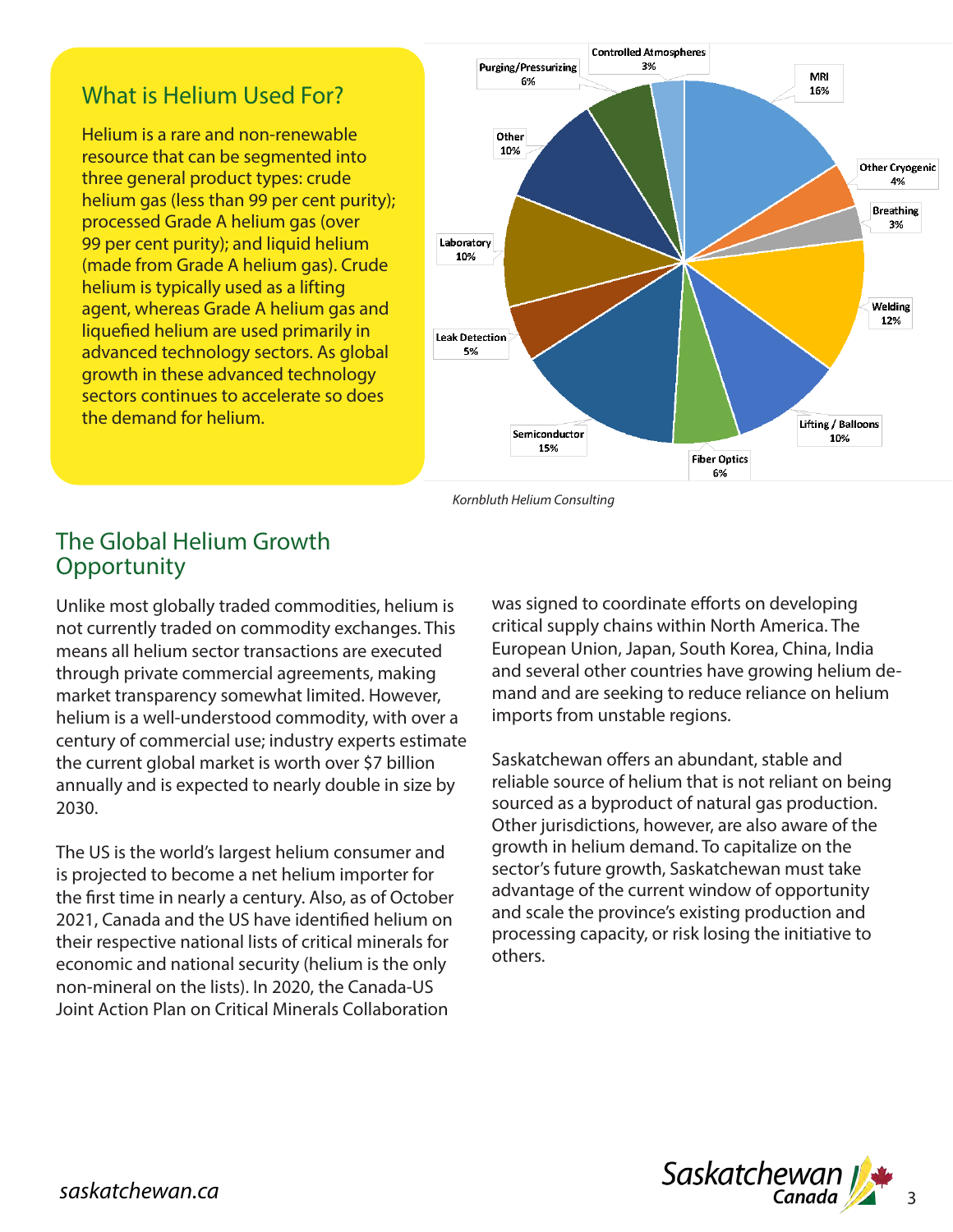## What is Helium Used For?

Helium is a rare and non-renewable resource that can be segmented into three general product types: crude helium gas (less than 99 per cent purity); processed Grade A helium gas (over 99 per cent purity); and liquid helium (made from Grade A helium gas). Crude helium is typically used as a lifting agent, whereas Grade A helium gas and liquefied helium are used primarily in advanced technology sectors. As global growth in these advanced technology sectors continues to accelerate so does the demand for helium.

| Use | Share |
|---|---|
| MRI | 16% |
| Other Cryogenic | 4% |
| Breathing | 3% |
| Welding | 12% |
| Lifting / Balloons | 10% |
| Fiber Optics | 6% |
| Semiconductor | 15% |
| Leak Detection | 5% |
| Laboratory | 10% |
| Other | 10% |
| Purging/Pressurizing | 6% |
| Controlled Atmospheres | 3% |

*Kornbluth Helium Consulting*

## The Global Helium Growth Opportunity

Unlike most globally traded commodities, helium is not currently traded on commodity exchanges. This means all helium sector transactions are executed through private commercial agreements, making market transparency somewhat limited. However, helium is a well-understood commodity, with over a century of commercial use; industry experts estimate the current global market is worth over $7 billion annually and is expected to nearly double in size by 2030.

The US is the world's largest helium consumer and is projected to become a net helium importer for the first time in nearly a century. Also, as of October 2021, Canada and the US have identified helium on their respective national lists of critical minerals for economic and national security (helium is the only non-mineral on the lists). In 2020, the Canada-US Joint Action Plan on Critical Minerals Collaboration was signed to coordinate efforts on developing critical supply chains within North America. The European Union, Japan, South Korea, China, India and several other countries have growing helium demand and are seeking to reduce reliance on helium imports from unstable regions.

Saskatchewan offers an abundant, stable and reliable source of helium that is not reliant on being sourced as a byproduct of natural gas production. Other jurisdictions, however, are also aware of the growth in helium demand. To capitalize on the sector's future growth, Saskatchewan must take advantage of the current window of opportunity and scale the province's existing production and processing capacity, or risk losing the initiative to others.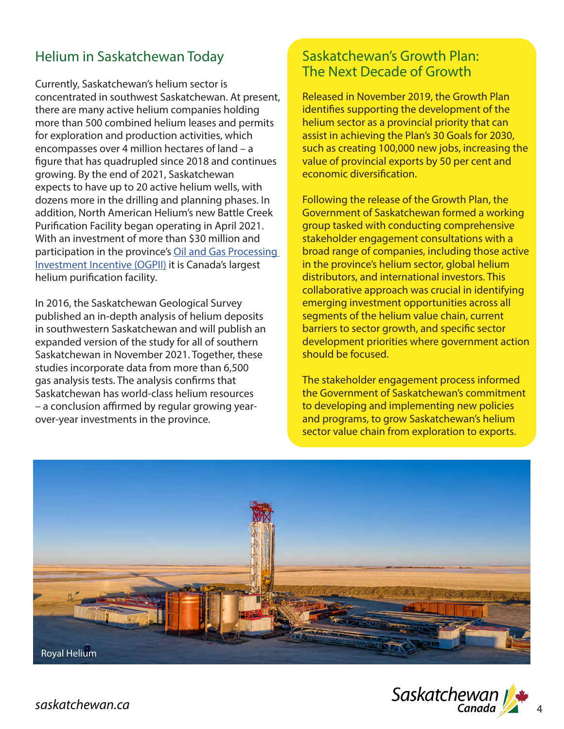## Helium in Saskatchewan Today

Currently, Saskatchewan's helium sector is concentrated in southwest Saskatchewan. At present, there are many active helium companies holding more than 500 combined helium leases and permits for exploration and production activities, which encompasses over 4 million hectares of land – a figure that has quadrupled since 2018 and continues growing. By the end of 2021, Saskatchewan expects to have up to 20 active helium wells, with dozens more in the drilling and planning phases. In addition, North American Helium's new Battle Creek Purification Facility began operating in April 2021. With an investment of more than $30 million and participation in the province's Oil and Gas Processing Investment Incentive (OGPII) it is Canada's largest helium purification facility.

In 2016, the Saskatchewan Geological Survey published an in-depth analysis of helium deposits in southwestern Saskatchewan and will publish an expanded version of the study for all of southern Saskatchewan in November 2021. Together, these studies incorporate data from more than 6,500 gas analysis tests. The analysis confirms that Saskatchewan has world-class helium resources – a conclusion affirmed by regular growing year-over-year investments in the province.

## Saskatchewan's Growth Plan: The Next Decade of Growth

Released in November 2019, the Growth Plan identifies supporting the development of the helium sector as a provincial priority that can assist in achieving the Plan's 30 Goals for 2030, such as creating 100,000 new jobs, increasing the value of provincial exports by 50 per cent and economic diversification.

Following the release of the Growth Plan, the Government of Saskatchewan formed a working group tasked with conducting comprehensive stakeholder engagement consultations with a broad range of companies, including those active in the province's helium sector, global helium distributors, and international investors. This collaborative approach was crucial in identifying emerging investment opportunities across all segments of the helium value chain, current barriers to sector growth, and specific sector development priorities where government action should be focused.

The stakeholder engagement process informed the Government of Saskatchewan's commitment to developing and implementing new policies and programs, to grow Saskatchewan's helium sector value chain from exploration to exports.

Royal Helium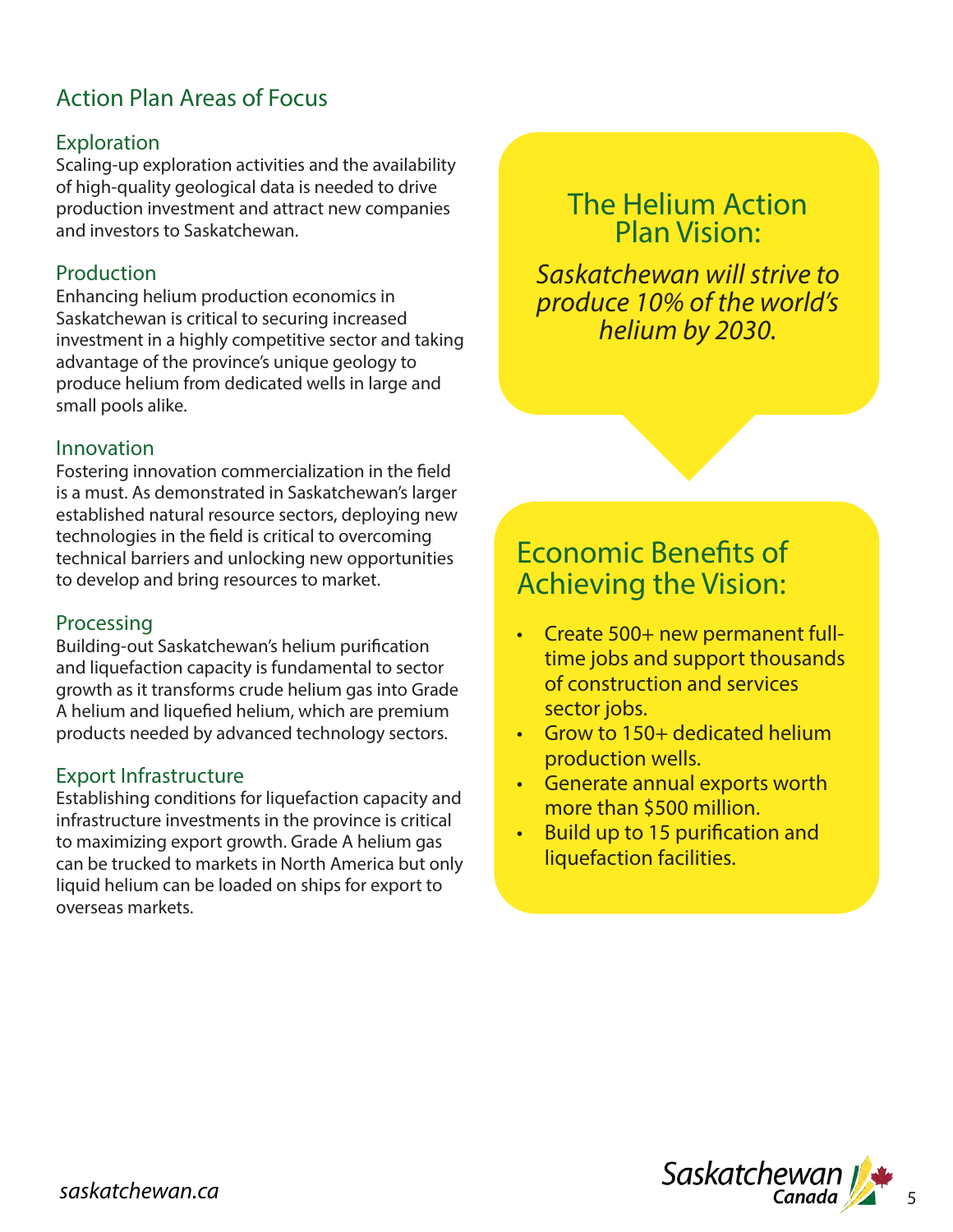## Action Plan Areas of Focus

### Exploration

Scaling-up exploration activities and the availability of high-quality geological data is needed to drive production investment and attract new companies and investors to Saskatchewan.

### Production

Enhancing helium production economics in Saskatchewan is critical to securing increased investment in a highly competitive sector and taking advantage of the province's unique geology to produce helium from dedicated wells in large and small pools alike.

### Innovation

Fostering innovation commercialization in the field is a must. As demonstrated in Saskatchewan's larger established natural resource sectors, deploying new technologies in the field is critical to overcoming technical barriers and unlocking new opportunities to develop and bring resources to market.

### Processing

Building-out Saskatchewan's helium purification and liquefaction capacity is fundamental to sector growth as it transforms crude helium gas into Grade A helium and liquefied helium, which are premium products needed by advanced technology sectors.

### Export Infrastructure

Establishing conditions for liquefaction capacity and infrastructure investments in the province is critical to maximizing export growth. Grade A helium gas can be trucked to markets in North America but only liquid helium can be loaded on ships for export to overseas markets.

## The Helium Action Plan Vision:

*Saskatchewan will strive to produce 10% of the world's helium by 2030.*

## Economic Benefits of Achieving the Vision:

- Create 500+ new permanent full-time jobs and support thousands of construction and services sector jobs.
- Grow to 150+ dedicated helium production wells.
- Generate annual exports worth more than $500 million.
- Build up to 15 purification and liquefaction facilities.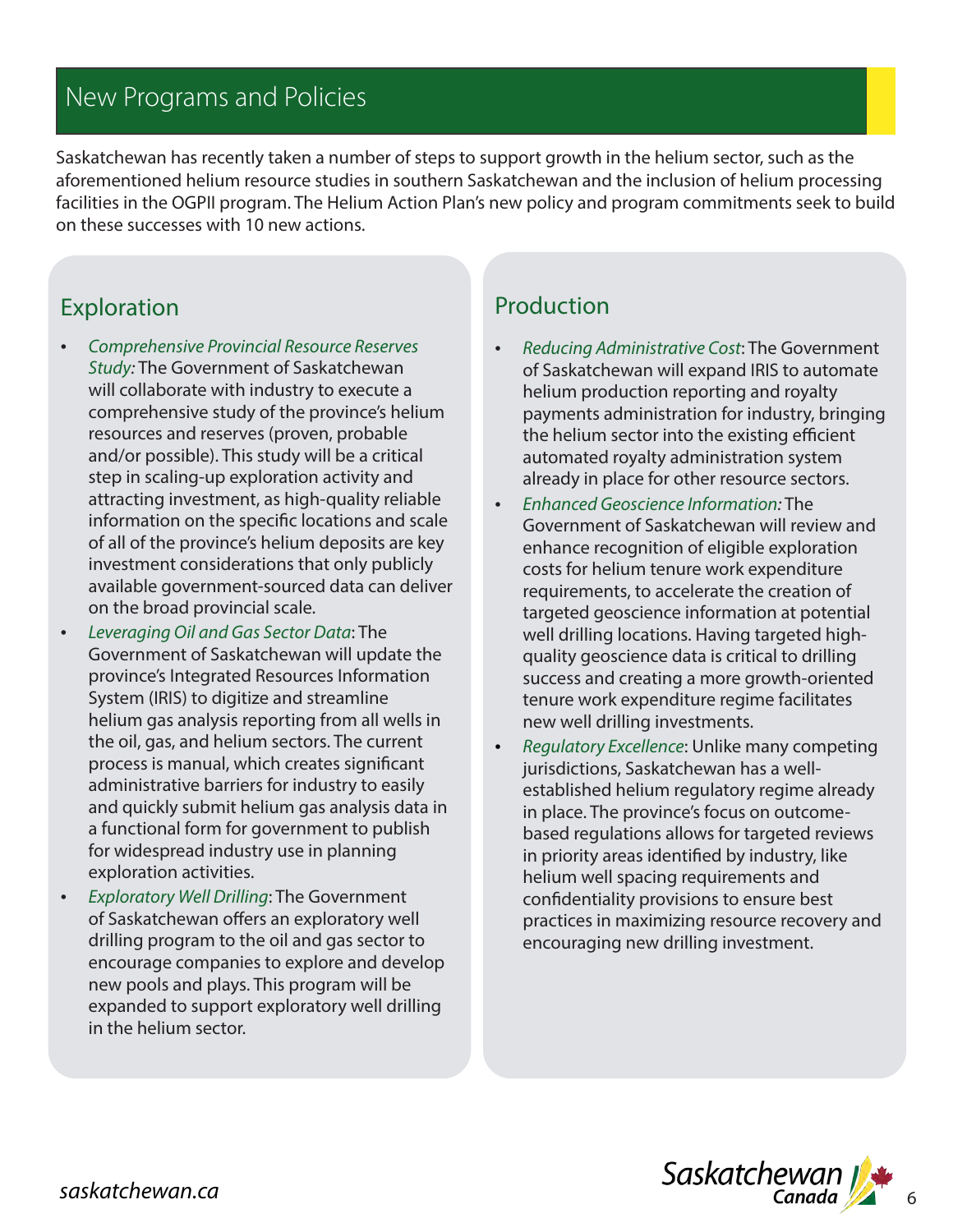## New Programs and Policies

Saskatchewan has recently taken a number of steps to support growth in the helium sector, such as the aforementioned helium resource studies in southern Saskatchewan and the inclusion of helium processing facilities in the OGPII program. The Helium Action Plan's new policy and program commitments seek to build on these successes with 10 new actions.

### Exploration

- *Comprehensive Provincial Resource Reserves Study:* The Government of Saskatchewan will collaborate with industry to execute a comprehensive study of the province's helium resources and reserves (proven, probable and/or possible). This study will be a critical step in scaling-up exploration activity and attracting investment, as high-quality reliable information on the specific locations and scale of all of the province's helium deposits are key investment considerations that only publicly available government-sourced data can deliver on the broad provincial scale.
- *Leveraging Oil and Gas Sector Data*: The Government of Saskatchewan will update the province's Integrated Resources Information System (IRIS) to digitize and streamline helium gas analysis reporting from all wells in the oil, gas, and helium sectors. The current process is manual, which creates significant administrative barriers for industry to easily and quickly submit helium gas analysis data in a functional form for government to publish for widespread industry use in planning exploration activities.
- *Exploratory Well Drilling*: The Government of Saskatchewan offers an exploratory well drilling program to the oil and gas sector to encourage companies to explore and develop new pools and plays. This program will be expanded to support exploratory well drilling in the helium sector.

### Production

- *Reducing Administrative Cost*: The Government of Saskatchewan will expand IRIS to automate helium production reporting and royalty payments administration for industry, bringing the helium sector into the existing efficient automated royalty administration system already in place for other resource sectors.
- *Enhanced Geoscience Information:* The Government of Saskatchewan will review and enhance recognition of eligible exploration costs for helium tenure work expenditure requirements, to accelerate the creation of targeted geoscience information at potential well drilling locations. Having targeted high-quality geoscience data is critical to drilling success and creating a more growth-oriented tenure work expenditure regime facilitates new well drilling investments.
- *Regulatory Excellence*: Unlike many competing jurisdictions, Saskatchewan has a well-established helium regulatory regime already in place. The province's focus on outcome-based regulations allows for targeted reviews in priority areas identified by industry, like helium well spacing requirements and confidentiality provisions to ensure best practices in maximizing resource recovery and encouraging new drilling investment.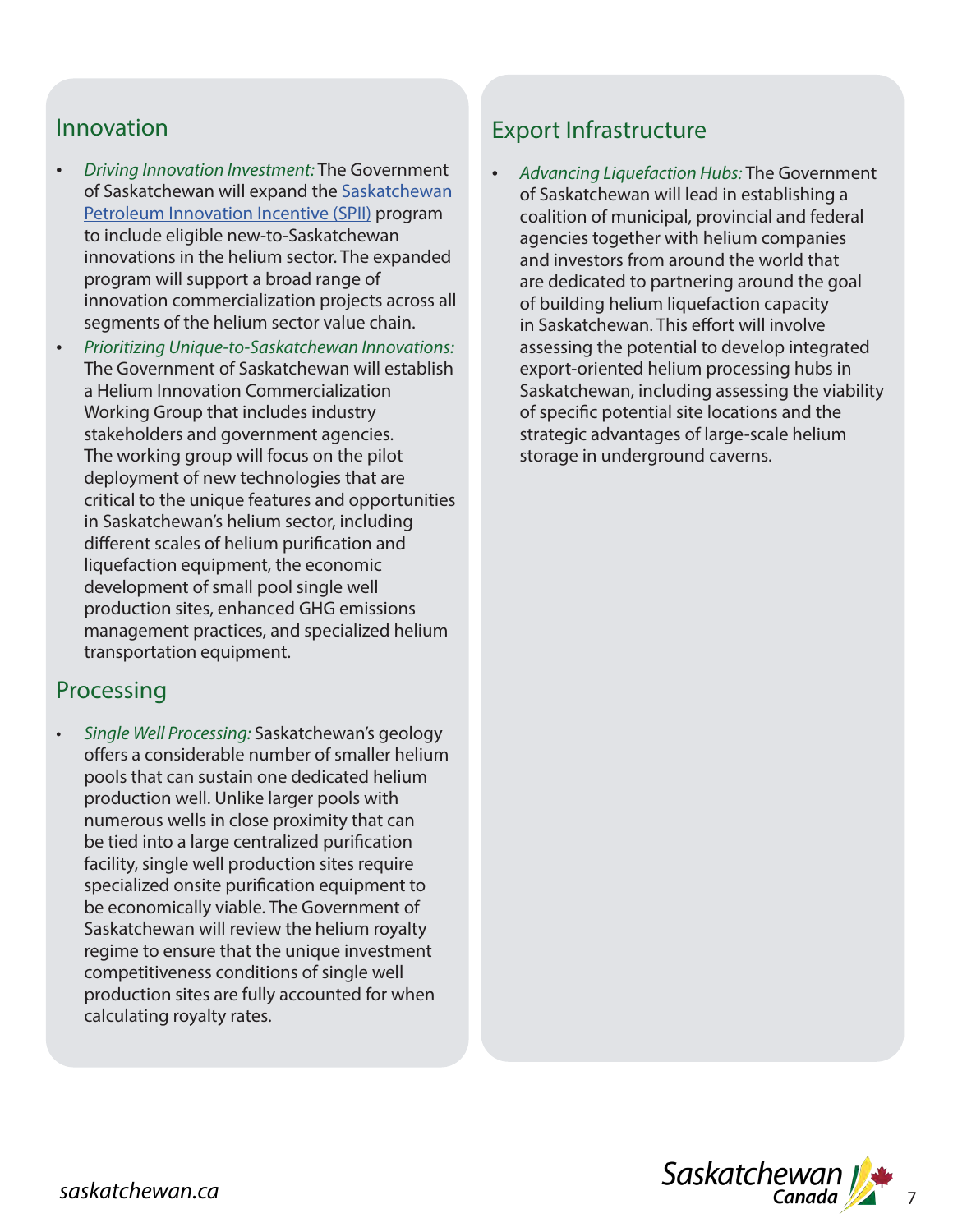## Innovation

- *Driving Innovation Investment:* The Government of Saskatchewan will expand the [Saskatchewan Petroleum Innovation Incentive (SPII)]() program to include eligible new-to-Saskatchewan innovations in the helium sector. The expanded program will support a broad range of innovation commercialization projects across all segments of the helium sector value chain.
- *Prioritizing Unique-to-Saskatchewan Innovations:* The Government of Saskatchewan will establish a Helium Innovation Commercialization Working Group that includes industry stakeholders and government agencies. The working group will focus on the pilot deployment of new technologies that are critical to the unique features and opportunities in Saskatchewan's helium sector, including different scales of helium purification and liquefaction equipment, the economic development of small pool single well production sites, enhanced GHG emissions management practices, and specialized helium transportation equipment.

## Processing

- *Single Well Processing:* Saskatchewan's geology offers a considerable number of smaller helium pools that can sustain one dedicated helium production well. Unlike larger pools with numerous wells in close proximity that can be tied into a large centralized purification facility, single well production sites require specialized onsite purification equipment to be economically viable. The Government of Saskatchewan will review the helium royalty regime to ensure that the unique investment competitiveness conditions of single well production sites are fully accounted for when calculating royalty rates.

## Export Infrastructure

- *Advancing Liquefaction Hubs:* The Government of Saskatchewan will lead in establishing a coalition of municipal, provincial and federal agencies together with helium companies and investors from around the world that are dedicated to partnering around the goal of building helium liquefaction capacity in Saskatchewan. This effort will involve assessing the potential to develop integrated export-oriented helium processing hubs in Saskatchewan, including assessing the viability of specific potential site locations and the strategic advantages of large-scale helium storage in underground caverns.